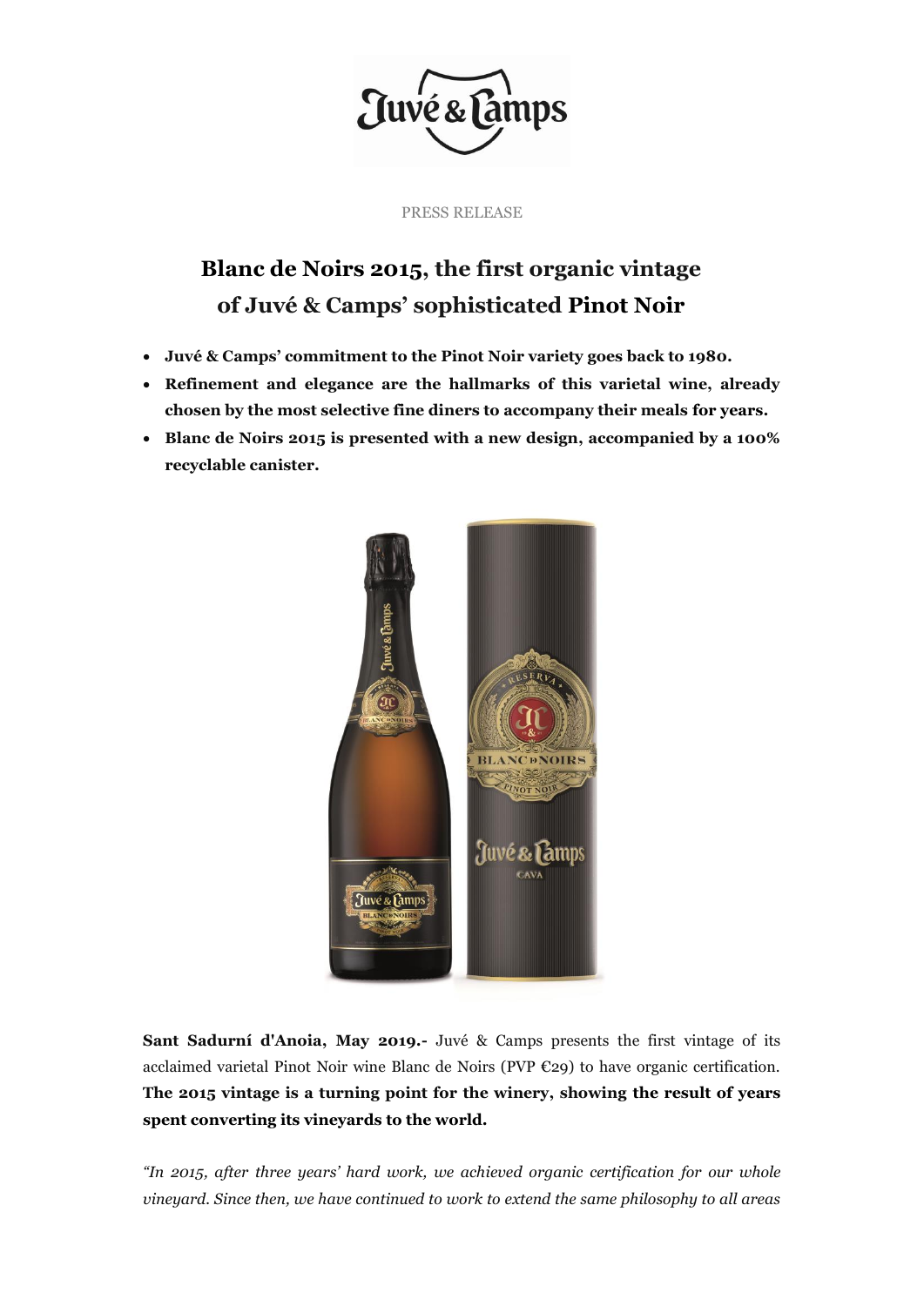PRESS RELEASE

# Blanc de Noirs 2015, the first organic vintage of Juvé & Camps' sophisticated Pinot Noir

- **Juvé & Camps' commitment to the Pinot Noir variety goes back to 1980.**
- **Refinement and elegance are the hallmarks of this varietal wine, already chosen by the most selective fine diners to accompany their meals for years.**
- **Blanc de Noirs 2015 is presented with a new design, accompanied by a 100% recyclable canister.**

**Sant Sadurní d'Anoia, May 2019.-** Juvé & Camps presents the first vintage of its acclaimed varietal Pinot Noir wine Blanc de Noirs (PVP €29) to have organic certification. **The 2015 vintage is a turning point for the winery, showing the result of years spent converting its vineyards to the world.**

*"In 2015, after three years' hard work, we achieved organic certification for our whole vineyard. Since then, we have continued to work to extend the same philosophy to all areas*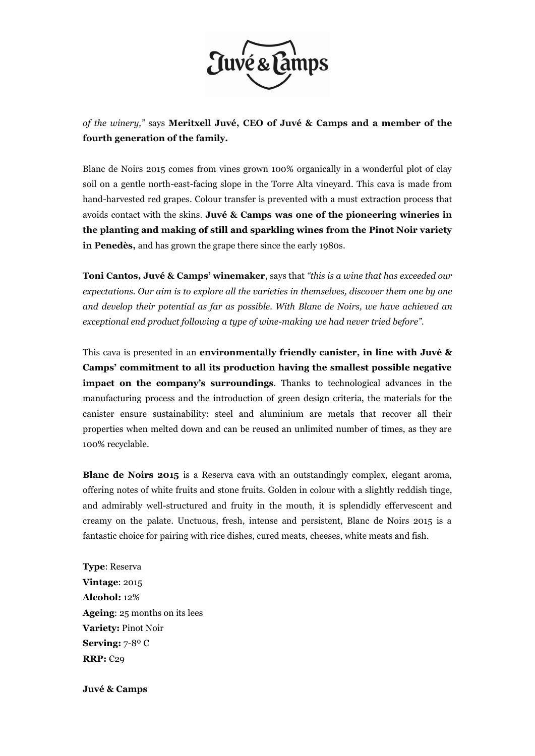*of the winery,"* says **Meritxell Juvé, CEO of Juvé & Camps and a member of the fourth generation of the family.**

Blanc de Noirs 2015 comes from vines grown 100% organically in a wonderful plot of clay soil on a gentle north-east-facing slope in the Torre Alta vineyard. This cava is made from hand-harvested red grapes. Colour transfer is prevented with a must extraction process that avoids contact with the skins. **Juvé & Camps was one of the pioneering wineries in the planting and making of still and sparkling wines from the Pinot Noir variety in Penedès,** and has grown the grape there since the early 1980s.

**Toni Cantos, Juvé & Camps' winemaker**, says that *"this is a wine that has exceeded our expectations. Our aim is to explore all the varieties in themselves, discover them one by one and develop their potential as far as possible. With Blanc de Noirs, we have achieved an exceptional end product following a type of wine-making we had never tried before".*

This cava is presented in an **environmentally friendly canister, in line with Juvé & Camps' commitment to all its production having the smallest possible negative impact on the company's surroundings**. Thanks to technological advances in the manufacturing process and the introduction of green design criteria, the materials for the canister ensure sustainability: steel and aluminium are metals that recover all their properties when melted down and can be reused an unlimited number of times, as they are 100% recyclable.

**Blanc de Noirs 2015** is a Reserva cava with an outstandingly complex, elegant aroma, offering notes of white fruits and stone fruits. Golden in colour with a slightly reddish tinge, and admirably well-structured and fruity in the mouth, it is splendidly effervescent and creamy on the palate. Unctuous, fresh, intense and persistent, Blanc de Noirs 2015 is a fantastic choice for pairing with rice dishes, cured meats, cheeses, white meats and fish.

**Type**: Reserva
**Vintage**: 2015
**Alcohol:** 12%
**Ageing**: 25 months on its lees
**Variety:** Pinot Noir
**Serving:** 7-8º C
**RRP:** €29

**Juvé & Camps**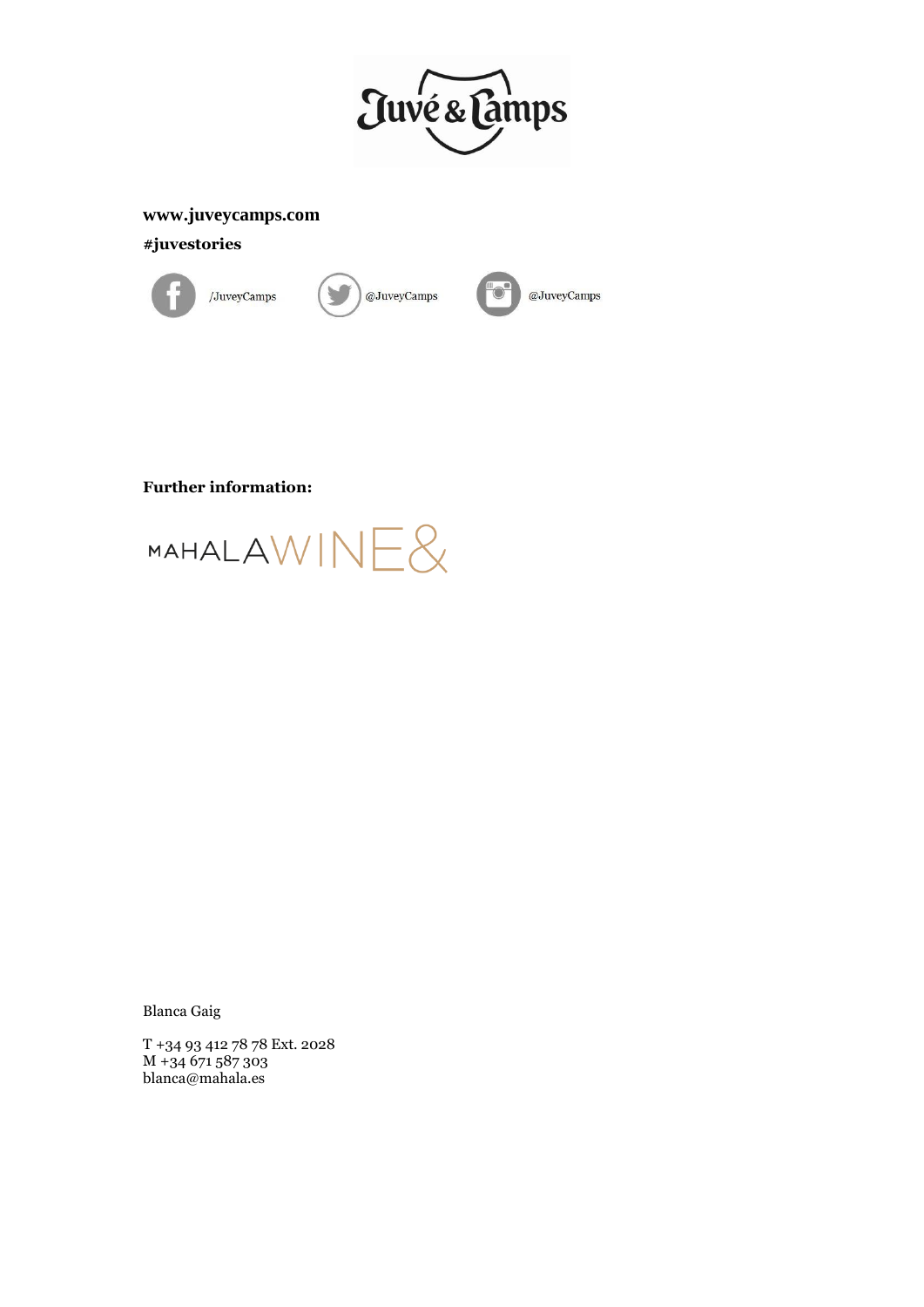**www.juveycamps.com**

**#juvestories**

/JuveyCamps @JuveyCamps @JuveyCamps

**Further information:**

MAHALA WINE&

Blanca Gaig

T +34 93 412 78 78 Ext. 2028
M +34 671 587 303
blanca@mahala.es